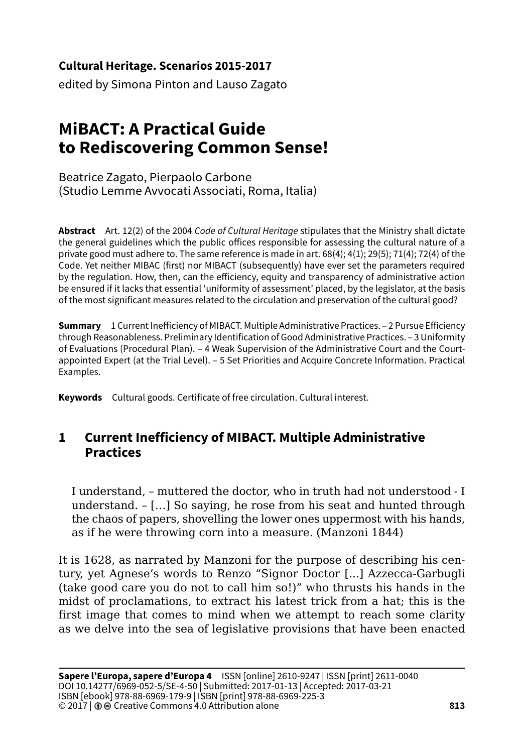**Cultural Heritage. Scenarios 2015-2017**

edited by Simona Pinton and Lauso Zagato

# MiBACT: A Practical Guide to Rediscovering Common Sense!

Beatrice Zagato, Pierpaolo Carbone
(Studio Lemme Avvocati Associati, Roma, Italia)

**Abstract** Art. 12(2) of the 2004 *Code of Cultural Heritage* stipulates that the Ministry shall dictate the general guidelines which the public offices responsible for assessing the cultural nature of a private good must adhere to. The same reference is made in art. 68(4); 4(1); 29(5); 71(4); 72(4) of the Code. Yet neither MIBAC (first) nor MIBACT (subsequently) have ever set the parameters required by the regulation. How, then, can the efficiency, equity and transparency of administrative action be ensured if it lacks that essential 'uniformity of assessment' placed, by the legislator, at the basis of the most significant measures related to the circulation and preservation of the cultural good?

**Summary** 1 Current Inefficiency of MIBACT. Multiple Administrative Practices. – 2 Pursue Efficiency through Reasonableness. Preliminary Identification of Good Administrative Practices. – 3 Uniformity of Evaluations (Procedural Plan). – 4 Weak Supervision of the Administrative Court and the Court-appointed Expert (at the Trial Level). – 5 Set Priorities and Acquire Concrete Information. Practical Examples.

**Keywords** Cultural goods. Certificate of free circulation. Cultural interest.

## 1 Current Inefficiency of MIBACT. Multiple Administrative Practices

> I understand, – muttered the doctor, who in truth had not understood - I understand. – […] So saying, he rose from his seat and hunted through the chaos of papers, shovelling the lower ones uppermost with his hands, as if he were throwing corn into a measure. (Manzoni 1844)

It is 1628, as narrated by Manzoni for the purpose of describing his century, yet Agnese's words to Renzo "Signor Doctor [...] Azzecca-Garbugli (take good care you do not to call him so!)" who thrusts his hands in the midst of proclamations, to extract his latest trick from a hat; this is the first image that comes to mind when we attempt to reach some clarity as we delve into the sea of legislative provisions that have been enacted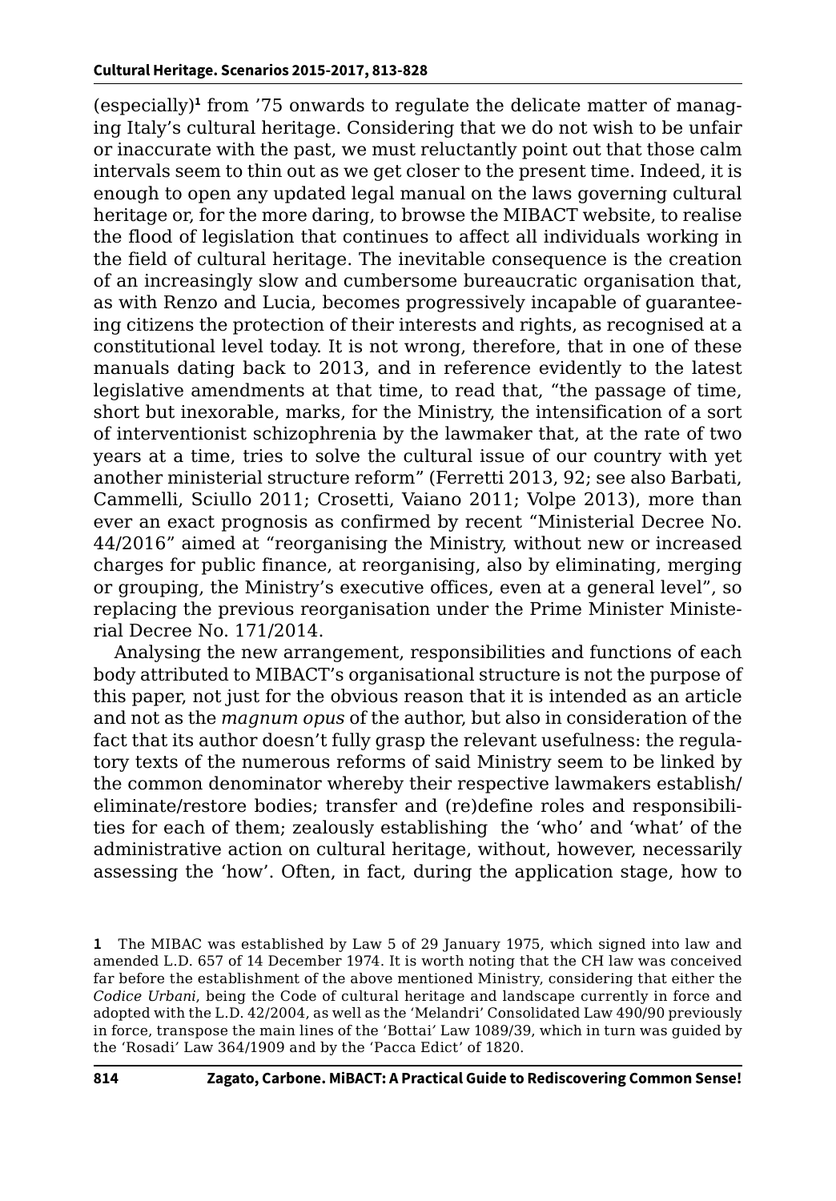(especially)[1] from '75 onwards to regulate the delicate matter of managing Italy's cultural heritage. Considering that we do not wish to be unfair or inaccurate with the past, we must reluctantly point out that those calm intervals seem to thin out as we get closer to the present time. Indeed, it is enough to open any updated legal manual on the laws governing cultural heritage or, for the more daring, to browse the MIBACT website, to realise the flood of legislation that continues to affect all individuals working in the field of cultural heritage. The inevitable consequence is the creation of an increasingly slow and cumbersome bureaucratic organisation that, as with Renzo and Lucia, becomes progressively incapable of guaranteeing citizens the protection of their interests and rights, as recognised at a constitutional level today. It is not wrong, therefore, that in one of these manuals dating back to 2013, and in reference evidently to the latest legislative amendments at that time, to read that, "the passage of time, short but inexorable, marks, for the Ministry, the intensification of a sort of interventionist schizophrenia by the lawmaker that, at the rate of two years at a time, tries to solve the cultural issue of our country with yet another ministerial structure reform" (Ferretti 2013, 92; see also Barbati, Cammelli, Sciullo 2011; Crosetti, Vaiano 2011; Volpe 2013), more than ever an exact prognosis as confirmed by recent "Ministerial Decree No. 44/2016" aimed at "reorganising the Ministry, without new or increased charges for public finance, at reorganising, also by eliminating, merging or grouping, the Ministry's executive offices, even at a general level", so replacing the previous reorganisation under the Prime Minister Ministerial Decree No. 171/2014.

Analysing the new arrangement, responsibilities and functions of each body attributed to MIBACT's organisational structure is not the purpose of this paper, not just for the obvious reason that it is intended as an article and not as the *magnum opus* of the author, but also in consideration of the fact that its author doesn't fully grasp the relevant usefulness: the regulatory texts of the numerous reforms of said Ministry seem to be linked by the common denominator whereby their respective lawmakers establish/eliminate/restore bodies; transfer and (re)define roles and responsibilities for each of them; zealously establishing the 'who' and 'what' of the administrative action on cultural heritage, without, however, necessarily assessing the 'how'. Often, in fact, during the application stage, how to

[1] The MIBAC was established by Law 5 of 29 January 1975, which signed into law and amended L.D. 657 of 14 December 1974. It is worth noting that the CH law was conceived far before the establishment of the above mentioned Ministry, considering that either the *Codice Urbani*, being the Code of cultural heritage and landscape currently in force and adopted with the L.D. 42/2004, as well as the 'Melandri' Consolidated Law 490/90 previously in force, transpose the main lines of the 'Bottai' Law 1089/39, which in turn was guided by the 'Rosadi' Law 364/1909 and by the 'Pacca Edict' of 1820.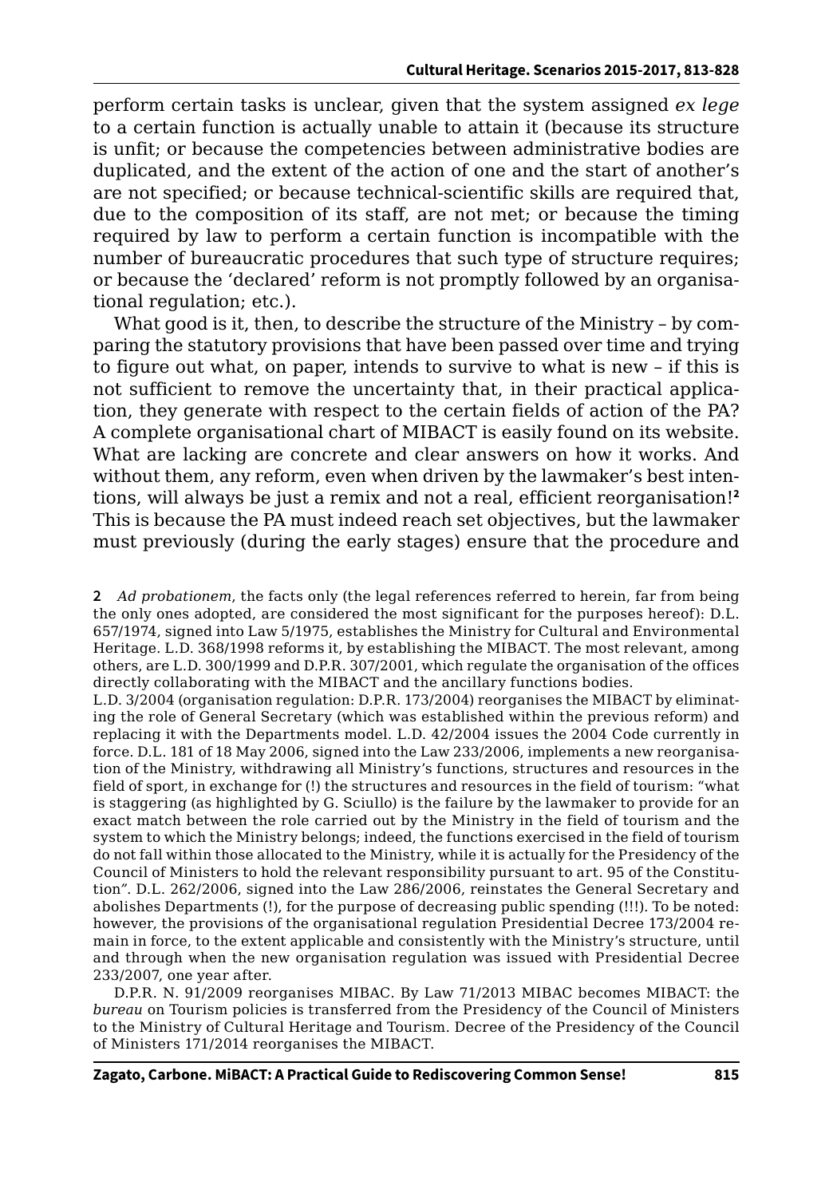perform certain tasks is unclear, given that the system assigned *ex lege* to a certain function is actually unable to attain it (because its structure is unfit; or because the competencies between administrative bodies are duplicated, and the extent of the action of one and the start of another's are not specified; or because technical-scientific skills are required that, due to the composition of its staff, are not met; or because the timing required by law to perform a certain function is incompatible with the number of bureaucratic procedures that such type of structure requires; or because the 'declared' reform is not promptly followed by an organisational regulation; etc.).

What good is it, then, to describe the structure of the Ministry – by comparing the statutory provisions that have been passed over time and trying to figure out what, on paper, intends to survive to what is new – if this is not sufficient to remove the uncertainty that, in their practical application, they generate with respect to the certain fields of action of the PA? A complete organisational chart of MIBACT is easily found on its website. What are lacking are concrete and clear answers on how it works. And without them, any reform, even when driven by the lawmaker's best intentions, will always be just a remix and not a real, efficient reorganisation![2] This is because the PA must indeed reach set objectives, but the lawmaker must previously (during the early stages) ensure that the procedure and

---

**2** *Ad probationem*, the facts only (the legal references referred to herein, far from being the only ones adopted, are considered the most significant for the purposes hereof): D.L. 657/1974, signed into Law 5/1975, establishes the Ministry for Cultural and Environmental Heritage. L.D. 368/1998 reforms it, by establishing the MIBACT. The most relevant, among others, are L.D. 300/1999 and D.P.R. 307/2001, which regulate the organisation of the offices directly collaborating with the MIBACT and the ancillary functions bodies.

L.D. 3/2004 (organisation regulation: D.P.R. 173/2004) reorganises the MIBACT by eliminating the role of General Secretary (which was established within the previous reform) and replacing it with the Departments model. L.D. 42/2004 issues the 2004 Code currently in force. D.L. 181 of 18 May 2006, signed into the Law 233/2006, implements a new reorganisation of the Ministry, withdrawing all Ministry's functions, structures and resources in the field of sport, in exchange for (!) the structures and resources in the field of tourism: "what is staggering (as highlighted by G. Sciullo) is the failure by the lawmaker to provide for an exact match between the role carried out by the Ministry in the field of tourism and the system to which the Ministry belongs; indeed, the functions exercised in the field of tourism do not fall within those allocated to the Ministry, while it is actually for the Presidency of the Council of Ministers to hold the relevant responsibility pursuant to art. 95 of the Constitution". D.L. 262/2006, signed into the Law 286/2006, reinstates the General Secretary and abolishes Departments (!), for the purpose of decreasing public spending (!!!). To be noted: however, the provisions of the organisational regulation Presidential Decree 173/2004 remain in force, to the extent applicable and consistently with the Ministry's structure, until and through when the new organisation regulation was issued with Presidential Decree 233/2007, one year after.

D.P.R. N. 91/2009 reorganises MIBAC. By Law 71/2013 MIBAC becomes MIBACT: the *bureau* on Tourism policies is transferred from the Presidency of the Council of Ministers to the Ministry of Cultural Heritage and Tourism. Decree of the Presidency of the Council of Ministers 171/2014 reorganises the MIBACT.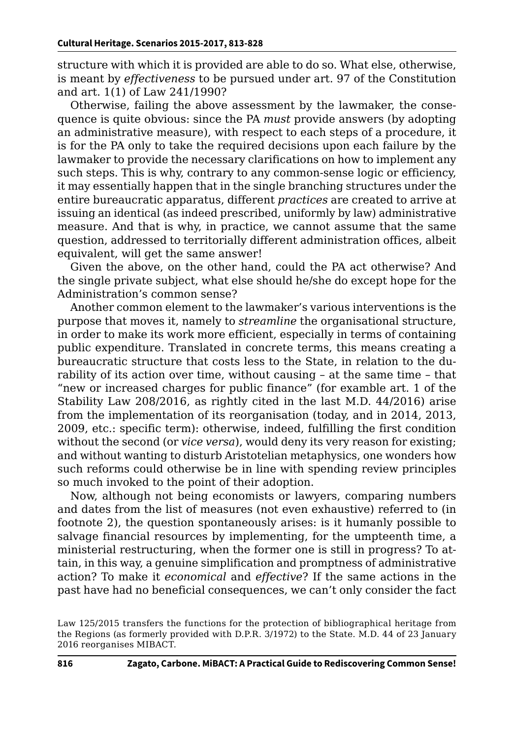structure with which it is provided are able to do so. What else, otherwise, is meant by *effectiveness* to be pursued under art. 97 of the Constitution and art. 1(1) of Law 241/1990?

Otherwise, failing the above assessment by the lawmaker, the consequence is quite obvious: since the PA *must* provide answers (by adopting an administrative measure), with respect to each steps of a procedure, it is for the PA only to take the required decisions upon each failure by the lawmaker to provide the necessary clarifications on how to implement any such steps. This is why, contrary to any common-sense logic or efficiency, it may essentially happen that in the single branching structures under the entire bureaucratic apparatus, different *practices* are created to arrive at issuing an identical (as indeed prescribed, uniformly by law) administrative measure. And that is why, in practice, we cannot assume that the same question, addressed to territorially different administration offices, albeit equivalent, will get the same answer!

Given the above, on the other hand, could the PA act otherwise? And the single private subject, what else should he/she do except hope for the Administration's common sense?

Another common element to the lawmaker's various interventions is the purpose that moves it, namely to *streamline* the organisational structure, in order to make its work more efficient, especially in terms of containing public expenditure. Translated in concrete terms, this means creating a bureaucratic structure that costs less to the State, in relation to the durability of its action over time, without causing – at the same time – that "new or increased charges for public finance" (for examble art. 1 of the Stability Law 208/2016, as rightly cited in the last M.D. 44/2016) arise from the implementation of its reorganisation (today, and in 2014, 2013, 2009, etc.: specific term): otherwise, indeed, fulfilling the first condition without the second (or *vice versa*), would deny its very reason for existing; and without wanting to disturb Aristotelian metaphysics, one wonders how such reforms could otherwise be in line with spending review principles so much invoked to the point of their adoption.

Now, although not being economists or lawyers, comparing numbers and dates from the list of measures (not even exhaustive) referred to (in footnote 2), the question spontaneously arises: is it humanly possible to salvage financial resources by implementing, for the umpteenth time, a ministerial restructuring, when the former one is still in progress? To attain, in this way, a genuine simplification and promptness of administrative action? To make it *economical* and *effective*? If the same actions in the past have had no beneficial consequences, we can't only consider the fact

Law 125/2015 transfers the functions for the protection of bibliographical heritage from the Regions (as formerly provided with D.P.R. 3/1972) to the State. M.D. 44 of 23 January 2016 reorganises MIBACT.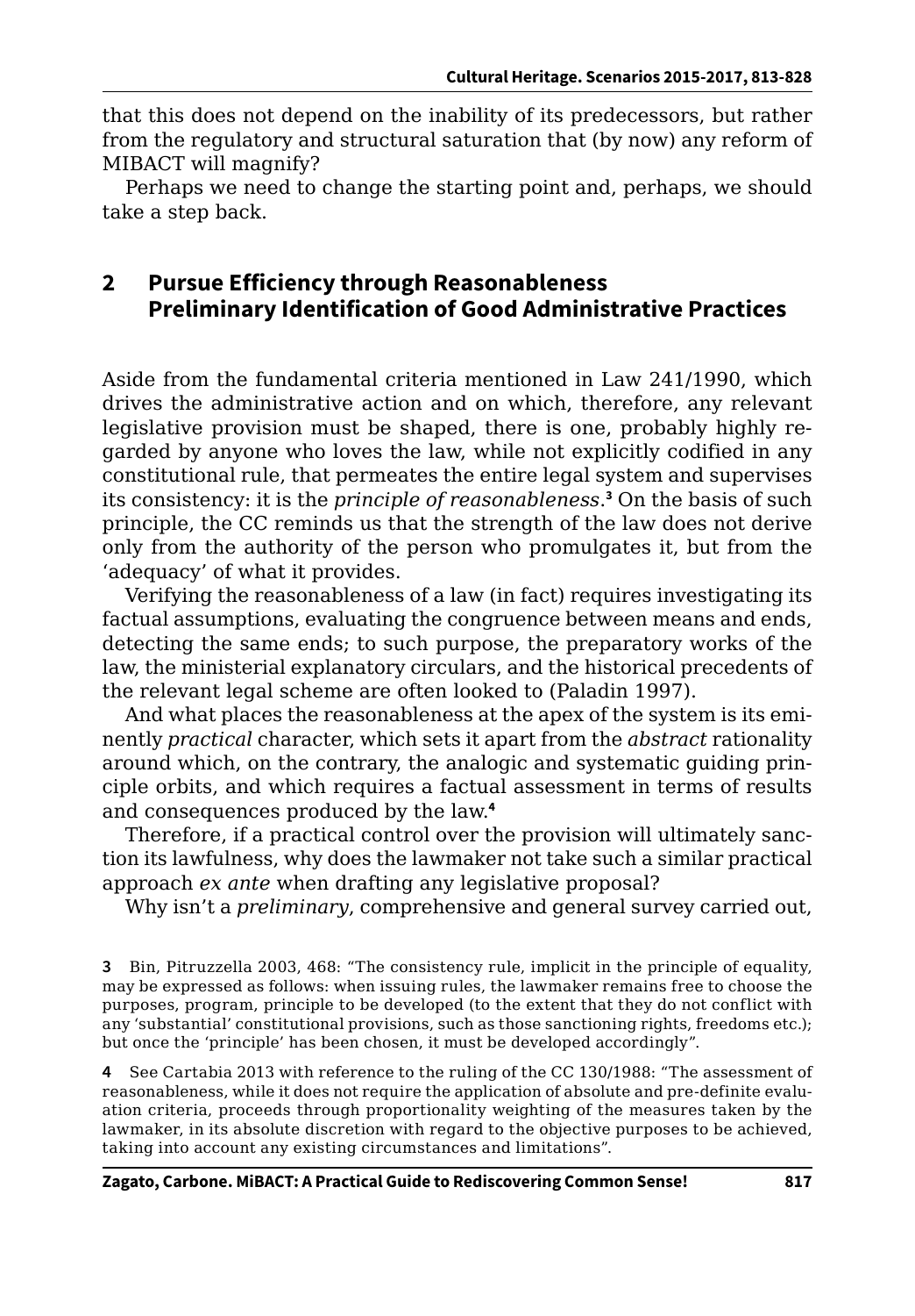that this does not depend on the inability of its predecessors, but rather from the regulatory and structural saturation that (by now) any reform of MIBACT will magnify?

Perhaps we need to change the starting point and, perhaps, we should take a step back.

## 2 Pursue Efficiency through Reasonableness Preliminary Identification of Good Administrative Practices

Aside from the fundamental criteria mentioned in Law 241/1990, which drives the administrative action and on which, therefore, any relevant legislative provision must be shaped, there is one, probably highly regarded by anyone who loves the law, while not explicitly codified in any constitutional rule, that permeates the entire legal system and supervises its consistency: it is the *principle of reasonableness*.[3] On the basis of such principle, the CC reminds us that the strength of the law does not derive only from the authority of the person who promulgates it, but from the 'adequacy' of what it provides.

Verifying the reasonableness of a law (in fact) requires investigating its factual assumptions, evaluating the congruence between means and ends, detecting the same ends; to such purpose, the preparatory works of the law, the ministerial explanatory circulars, and the historical precedents of the relevant legal scheme are often looked to (Paladin 1997).

And what places the reasonableness at the apex of the system is its eminently *practical* character, which sets it apart from the *abstract* rationality around which, on the contrary, the analogic and systematic guiding principle orbits, and which requires a factual assessment in terms of results and consequences produced by the law.[4]

Therefore, if a practical control over the provision will ultimately sanction its lawfulness, why does the lawmaker not take such a similar practical approach *ex ante* when drafting any legislative proposal?

Why isn't a *preliminary*, comprehensive and general survey carried out,

---

[3] Bin, Pitruzzella 2003, 468: "The consistency rule, implicit in the principle of equality, may be expressed as follows: when issuing rules, the lawmaker remains free to choose the purposes, program, principle to be developed (to the extent that they do not conflict with any 'substantial' constitutional provisions, such as those sanctioning rights, freedoms etc.); but once the 'principle' has been chosen, it must be developed accordingly".

[4] See Cartabia 2013 with reference to the ruling of the CC 130/1988: "The assessment of reasonableness, while it does not require the application of absolute and pre-definite evaluation criteria, proceeds through proportionality weighting of the measures taken by the lawmaker, in its absolute discretion with regard to the objective purposes to be achieved, taking into account any existing circumstances and limitations".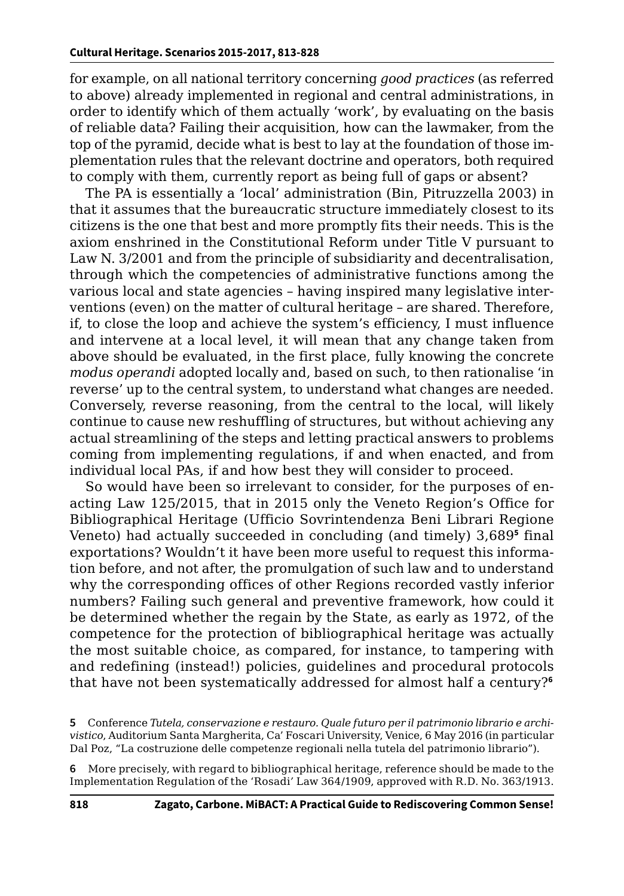for example, on all national territory concerning *good practices* (as referred to above) already implemented in regional and central administrations, in order to identify which of them actually 'work', by evaluating on the basis of reliable data? Failing their acquisition, how can the lawmaker, from the top of the pyramid, decide what is best to lay at the foundation of those implementation rules that the relevant doctrine and operators, both required to comply with them, currently report as being full of gaps or absent?

The PA is essentially a 'local' administration (Bin, Pitruzzella 2003) in that it assumes that the bureaucratic structure immediately closest to its citizens is the one that best and more promptly fits their needs. This is the axiom enshrined in the Constitutional Reform under Title V pursuant to Law N. 3/2001 and from the principle of subsidiarity and decentralisation, through which the competencies of administrative functions among the various local and state agencies – having inspired many legislative interventions (even) on the matter of cultural heritage – are shared. Therefore, if, to close the loop and achieve the system's efficiency, I must influence and intervene at a local level, it will mean that any change taken from above should be evaluated, in the first place, fully knowing the concrete *modus operandi* adopted locally and, based on such, to then rationalise 'in reverse' up to the central system, to understand what changes are needed. Conversely, reverse reasoning, from the central to the local, will likely continue to cause new reshuffling of structures, but without achieving any actual streamlining of the steps and letting practical answers to problems coming from implementing regulations, if and when enacted, and from individual local PAs, if and how best they will consider to proceed.

So would have been so irrelevant to consider, for the purposes of enacting Law 125/2015, that in 2015 only the Veneto Region's Office for Bibliographical Heritage (Ufficio Sovrintendenza Beni Librari Regione Veneto) had actually succeeded in concluding (and timely) 3,689[5] final exportations? Wouldn't it have been more useful to request this information before, and not after, the promulgation of such law and to understand why the corresponding offices of other Regions recorded vastly inferior numbers? Failing such general and preventive framework, how could it be determined whether the regain by the State, as early as 1972, of the competence for the protection of bibliographical heritage was actually the most suitable choice, as compared, for instance, to tampering with and redefining (instead!) policies, guidelines and procedural protocols that have not been systematically addressed for almost half a century?[6]

**5** Conference *Tutela, conservazione e restauro. Quale futuro per il patrimonio librario e archivistico*, Auditorium Santa Margherita, Ca' Foscari University, Venice, 6 May 2016 (in particular Dal Poz, "La costruzione delle competenze regionali nella tutela del patrimonio librario").

**6** More precisely, with regard to bibliographical heritage, reference should be made to the Implementation Regulation of the 'Rosadi' Law 364/1909, approved with R.D. No. 363/1913.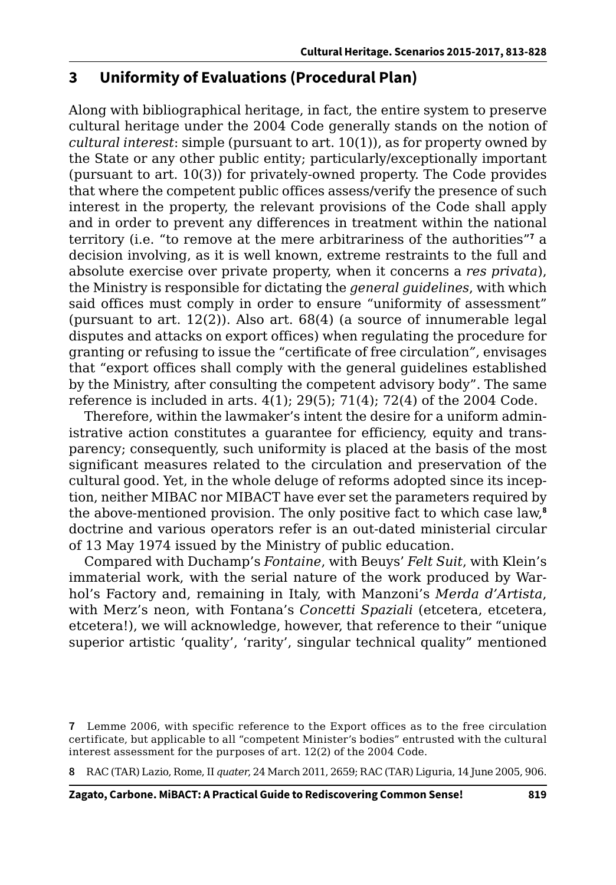## 3 Uniformity of Evaluations (Procedural Plan)

Along with bibliographical heritage, in fact, the entire system to preserve cultural heritage under the 2004 Code generally stands on the notion of *cultural interest*: simple (pursuant to art. 10(1)), as for property owned by the State or any other public entity; particularly/exceptionally important (pursuant to art. 10(3)) for privately-owned property. The Code provides that where the competent public offices assess/verify the presence of such interest in the property, the relevant provisions of the Code shall apply and in order to prevent any differences in treatment within the national territory (i.e. "to remove at the mere arbitrariness of the authorities"[7] a decision involving, as it is well known, extreme restraints to the full and absolute exercise over private property, when it concerns a *res privata*), the Ministry is responsible for dictating the *general guidelines*, with which said offices must comply in order to ensure "uniformity of assessment" (pursuant to art. 12(2)). Also art. 68(4) (a source of innumerable legal disputes and attacks on export offices) when regulating the procedure for granting or refusing to issue the "certificate of free circulation", envisages that "export offices shall comply with the general guidelines established by the Ministry, after consulting the competent advisory body". The same reference is included in arts. 4(1); 29(5); 71(4); 72(4) of the 2004 Code.

Therefore, within the lawmaker's intent the desire for a uniform administrative action constitutes a guarantee for efficiency, equity and transparency; consequently, such uniformity is placed at the basis of the most significant measures related to the circulation and preservation of the cultural good. Yet, in the whole deluge of reforms adopted since its inception, neither MIBAC nor MIBACT have ever set the parameters required by the above-mentioned provision. The only positive fact to which case law,[8] doctrine and various operators refer is an out-dated ministerial circular of 13 May 1974 issued by the Ministry of public education.

Compared with Duchamp's *Fontaine*, with Beuys' *Felt Suit*, with Klein's immaterial work, with the serial nature of the work produced by Warhol's Factory and, remaining in Italy, with Manzoni's *Merda d'Artista*, with Merz's neon, with Fontana's *Concetti Spaziali* (etcetera, etcetera, etcetera!), we will acknowledge, however, that reference to their "unique superior artistic 'quality', 'rarity', singular technical quality" mentioned

---

**7** Lemme 2006, with specific reference to the Export offices as to the free circulation certificate, but applicable to all "competent Minister's bodies" entrusted with the cultural interest assessment for the purposes of art. 12(2) of the 2004 Code.

**8** RAC (TAR) Lazio, Rome, II *quater*, 24 March 2011, 2659; RAC (TAR) Liguria, 14 June 2005, 906.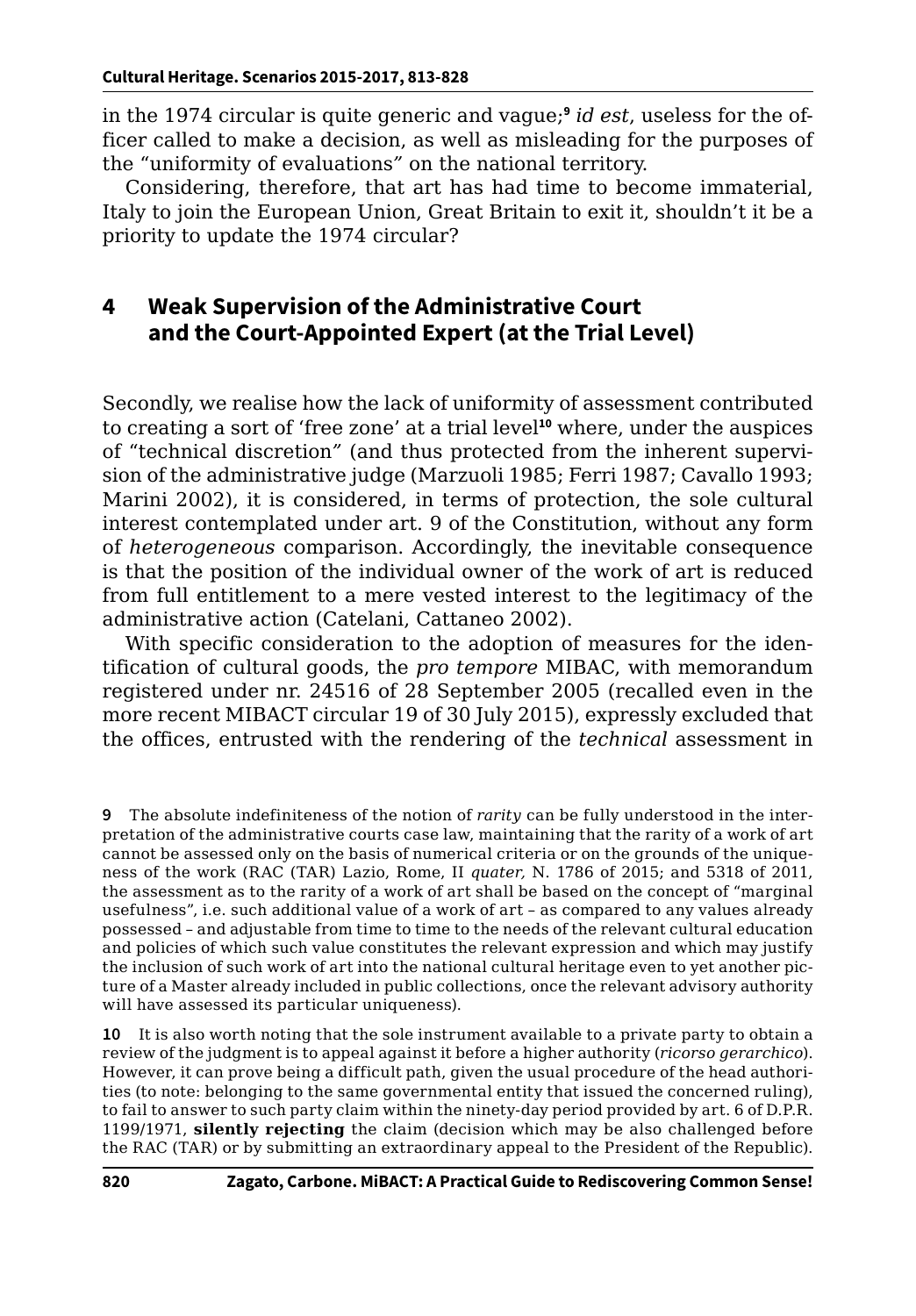in the 1974 circular is quite generic and vague;[9] *id est*, useless for the officer called to make a decision, as well as misleading for the purposes of the "uniformity of evaluations" on the national territory.

Considering, therefore, that art has had time to become immaterial, Italy to join the European Union, Great Britain to exit it, shouldn't it be a priority to update the 1974 circular?

## 4 Weak Supervision of the Administrative Court and the Court-Appointed Expert (at the Trial Level)

Secondly, we realise how the lack of uniformity of assessment contributed to creating a sort of 'free zone' at a trial level[10] where, under the auspices of "technical discretion" (and thus protected from the inherent supervision of the administrative judge (Marzuoli 1985; Ferri 1987; Cavallo 1993; Marini 2002), it is considered, in terms of protection, the sole cultural interest contemplated under art. 9 of the Constitution, without any form of *heterogeneous* comparison. Accordingly, the inevitable consequence is that the position of the individual owner of the work of art is reduced from full entitlement to a mere vested interest to the legitimacy of the administrative action (Catelani, Cattaneo 2002).

With specific consideration to the adoption of measures for the identification of cultural goods, the *pro tempore* MIBAC, with memorandum registered under nr. 24516 of 28 September 2005 (recalled even in the more recent MIBACT circular 19 of 30 July 2015), expressly excluded that the offices, entrusted with the rendering of the *technical* assessment in

---

9 The absolute indefiniteness of the notion of *rarity* can be fully understood in the interpretation of the administrative courts case law, maintaining that the rarity of a work of art cannot be assessed only on the basis of numerical criteria or on the grounds of the uniqueness of the work (RAC (TAR) Lazio, Rome, II *quater,* N. 1786 of 2015; and 5318 of 2011, the assessment as to the rarity of a work of art shall be based on the concept of "marginal usefulness", i.e. such additional value of a work of art – as compared to any values already possessed – and adjustable from time to time to the needs of the relevant cultural education and policies of which such value constitutes the relevant expression and which may justify the inclusion of such work of art into the national cultural heritage even to yet another picture of a Master already included in public collections, once the relevant advisory authority will have assessed its particular uniqueness).

10 It is also worth noting that the sole instrument available to a private party to obtain a review of the judgment is to appeal against it before a higher authority (*ricorso gerarchico*). However, it can prove being a difficult path, given the usual procedure of the head authorities (to note: belonging to the same governmental entity that issued the concerned ruling), to fail to answer to such party claim within the ninety-day period provided by art. 6 of D.P.R. 1199/1971, **silently rejecting** the claim (decision which may be also challenged before the RAC (TAR) or by submitting an extraordinary appeal to the President of the Republic).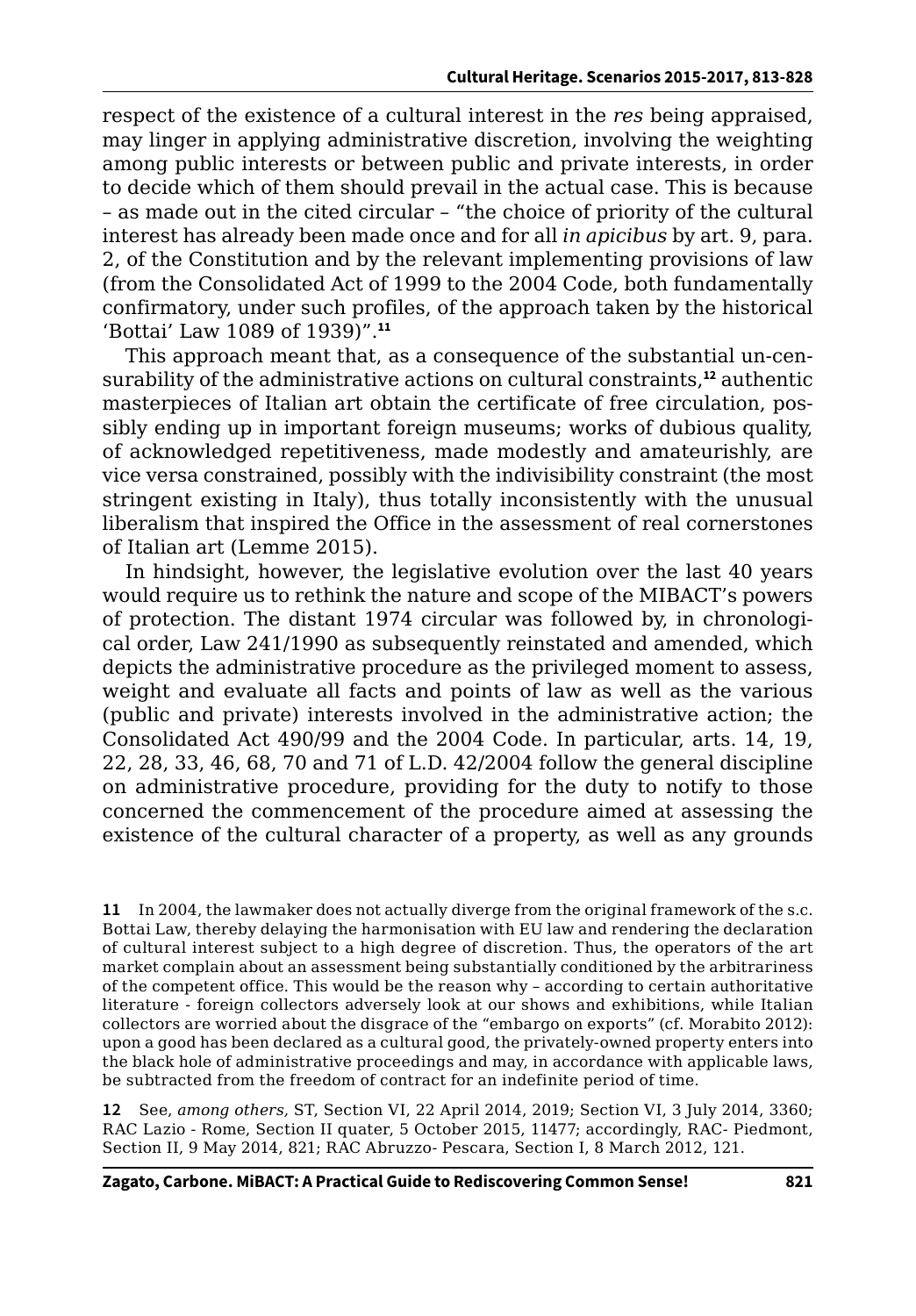respect of the existence of a cultural interest in the *res* being appraised, may linger in applying administrative discretion, involving the weighting among public interests or between public and private interests, in order to decide which of them should prevail in the actual case. This is because – as made out in the cited circular – "the choice of priority of the cultural interest has already been made once and for all *in apicibus* by art. 9, para. 2, of the Constitution and by the relevant implementing provisions of law (from the Consolidated Act of 1999 to the 2004 Code, both fundamentally confirmatory, under such profiles, of the approach taken by the historical 'Bottai' Law 1089 of 1939)".[11]

This approach meant that, as a consequence of the substantial un-censurability of the administrative actions on cultural constraints,[12] authentic masterpieces of Italian art obtain the certificate of free circulation, possibly ending up in important foreign museums; works of dubious quality, of acknowledged repetitiveness, made modestly and amateurishly, are vice versa constrained, possibly with the indivisibility constraint (the most stringent existing in Italy), thus totally inconsistently with the unusual liberalism that inspired the Office in the assessment of real cornerstones of Italian art (Lemme 2015).

In hindsight, however, the legislative evolution over the last 40 years would require us to rethink the nature and scope of the MIBACT's powers of protection. The distant 1974 circular was followed by, in chronological order, Law 241/1990 as subsequently reinstated and amended, which depicts the administrative procedure as the privileged moment to assess, weight and evaluate all facts and points of law as well as the various (public and private) interests involved in the administrative action; the Consolidated Act 490/99 and the 2004 Code. In particular, arts. 14, 19, 22, 28, 33, 46, 68, 70 and 71 of L.D. 42/2004 follow the general discipline on administrative procedure, providing for the duty to notify to those concerned the commencement of the procedure aimed at assessing the existence of the cultural character of a property, as well as any grounds

---

11 In 2004, the lawmaker does not actually diverge from the original framework of the s.c. Bottai Law, thereby delaying the harmonisation with EU law and rendering the declaration of cultural interest subject to a high degree of discretion. Thus, the operators of the art market complain about an assessment being substantially conditioned by the arbitrariness of the competent office. This would be the reason why – according to certain authoritative literature - foreign collectors adversely look at our shows and exhibitions, while Italian collectors are worried about the disgrace of the "embargo on exports" (cf. Morabito 2012): upon a good has been declared as a cultural good, the privately-owned property enters into the black hole of administrative proceedings and may, in accordance with applicable laws, be subtracted from the freedom of contract for an indefinite period of time.

12 See, *among others,* ST, Section VI, 22 April 2014, 2019; Section VI, 3 July 2014, 3360; RAC Lazio - Rome, Section II quater, 5 October 2015, 11477; accordingly, RAC- Piedmont, Section II, 9 May 2014, 821; RAC Abruzzo- Pescara, Section I, 8 March 2012, 121.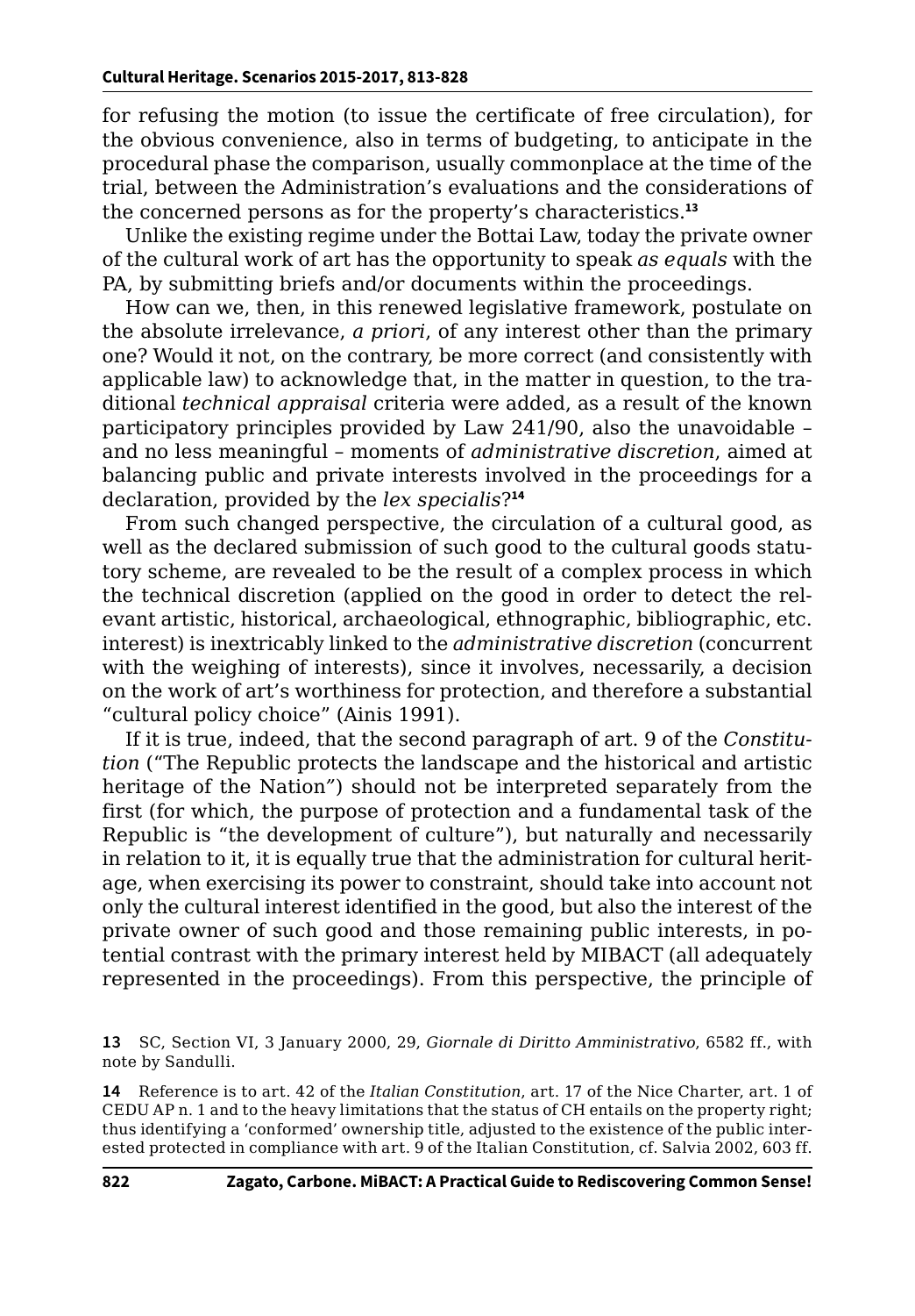for refusing the motion (to issue the certificate of free circulation), for the obvious convenience, also in terms of budgeting, to anticipate in the procedural phase the comparison, usually commonplace at the time of the trial, between the Administration's evaluations and the considerations of the concerned persons as for the property's characteristics.[13]

Unlike the existing regime under the Bottai Law, today the private owner of the cultural work of art has the opportunity to speak *as equals* with the PA, by submitting briefs and/or documents within the proceedings.

How can we, then, in this renewed legislative framework, postulate on the absolute irrelevance, *a priori*, of any interest other than the primary one? Would it not, on the contrary, be more correct (and consistently with applicable law) to acknowledge that, in the matter in question, to the traditional *technical appraisal* criteria were added, as a result of the known participatory principles provided by Law 241/90, also the unavoidable – and no less meaningful – moments of *administrative discretion*, aimed at balancing public and private interests involved in the proceedings for a declaration, provided by the *lex specialis*?[14]

From such changed perspective, the circulation of a cultural good, as well as the declared submission of such good to the cultural goods statutory scheme, are revealed to be the result of a complex process in which the technical discretion (applied on the good in order to detect the relevant artistic, historical, archaeological, ethnographic, bibliographic, etc. interest) is inextricably linked to the *administrative discretion* (concurrent with the weighing of interests), since it involves, necessarily, a decision on the work of art's worthiness for protection, and therefore a substantial "cultural policy choice" (Ainis 1991).

If it is true, indeed, that the second paragraph of art. 9 of the *Constitution* ("The Republic protects the landscape and the historical and artistic heritage of the Nation") should not be interpreted separately from the first (for which, the purpose of protection and a fundamental task of the Republic is "the development of culture"), but naturally and necessarily in relation to it, it is equally true that the administration for cultural heritage, when exercising its power to constraint, should take into account not only the cultural interest identified in the good, but also the interest of the private owner of such good and those remaining public interests, in potential contrast with the primary interest held by MIBACT (all adequately represented in the proceedings). From this perspective, the principle of

13 SC, Section VI, 3 January 2000, 29, *Giornale di Diritto Amministrativo*, 6582 ff., with note by Sandulli.

14 Reference is to art. 42 of the *Italian Constitution*, art. 17 of the Nice Charter, art. 1 of CEDU AP n. 1 and to the heavy limitations that the status of CH entails on the property right; thus identifying a 'conformed' ownership title, adjusted to the existence of the public interested protected in compliance with art. 9 of the Italian Constitution, cf. Salvia 2002, 603 ff.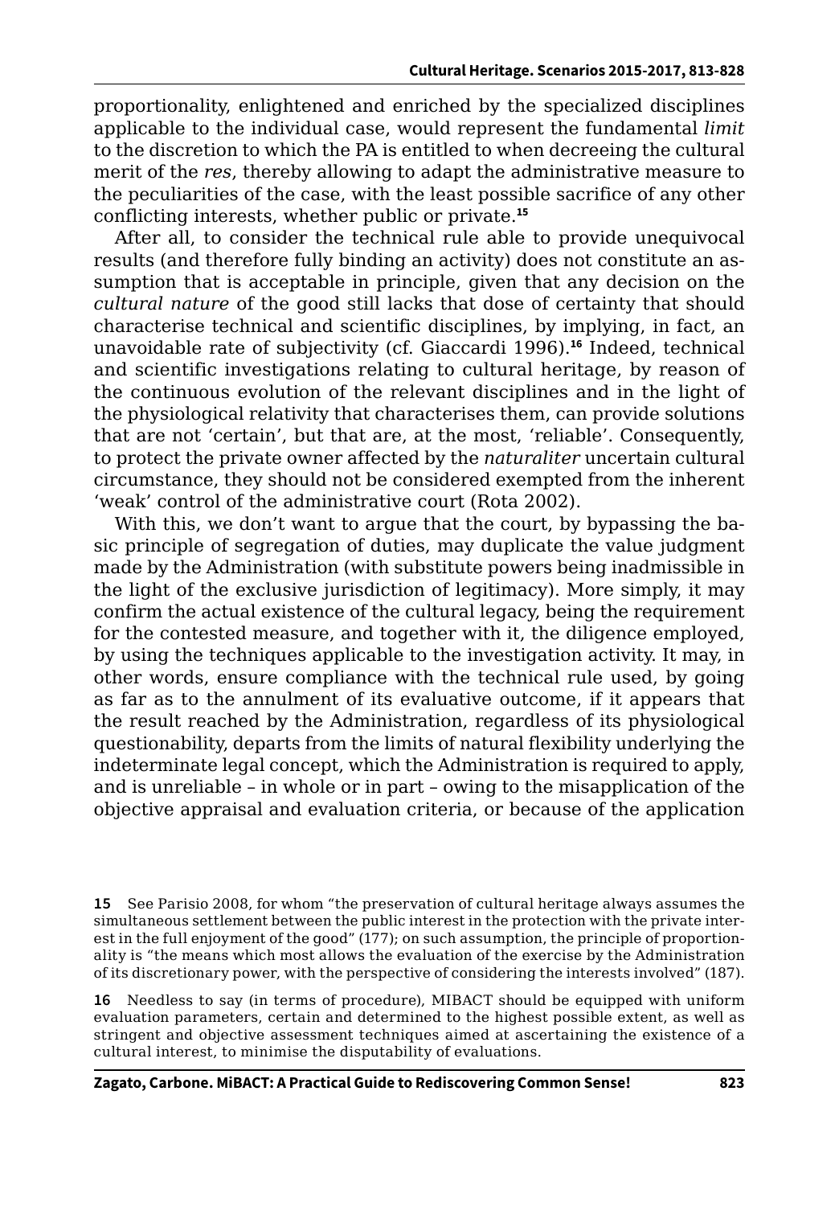proportionality, enlightened and enriched by the specialized disciplines applicable to the individual case, would represent the fundamental *limit* to the discretion to which the PA is entitled to when decreeing the cultural merit of the *res*, thereby allowing to adapt the administrative measure to the peculiarities of the case, with the least possible sacrifice of any other conflicting interests, whether public or private.[15]

After all, to consider the technical rule able to provide unequivocal results (and therefore fully binding an activity) does not constitute an assumption that is acceptable in principle, given that any decision on the *cultural nature* of the good still lacks that dose of certainty that should characterise technical and scientific disciplines, by implying, in fact, an unavoidable rate of subjectivity (cf. Giaccardi 1996).[16] Indeed, technical and scientific investigations relating to cultural heritage, by reason of the continuous evolution of the relevant disciplines and in the light of the physiological relativity that characterises them, can provide solutions that are not 'certain', but that are, at the most, 'reliable'. Consequently, to protect the private owner affected by the *naturaliter* uncertain cultural circumstance, they should not be considered exempted from the inherent 'weak' control of the administrative court (Rota 2002).

With this, we don't want to argue that the court, by bypassing the basic principle of segregation of duties, may duplicate the value judgment made by the Administration (with substitute powers being inadmissible in the light of the exclusive jurisdiction of legitimacy). More simply, it may confirm the actual existence of the cultural legacy, being the requirement for the contested measure, and together with it, the diligence employed, by using the techniques applicable to the investigation activity. It may, in other words, ensure compliance with the technical rule used, by going as far as to the annulment of its evaluative outcome, if it appears that the result reached by the Administration, regardless of its physiological questionability, departs from the limits of natural flexibility underlying the indeterminate legal concept, which the Administration is required to apply, and is unreliable – in whole or in part – owing to the misapplication of the objective appraisal and evaluation criteria, or because of the application

**15** See Parisio 2008, for whom "the preservation of cultural heritage always assumes the simultaneous settlement between the public interest in the protection with the private interest in the full enjoyment of the good" (177); on such assumption, the principle of proportionality is "the means which most allows the evaluation of the exercise by the Administration of its discretionary power, with the perspective of considering the interests involved" (187).

**16** Needless to say (in terms of procedure), MIBACT should be equipped with uniform evaluation parameters, certain and determined to the highest possible extent, as well as stringent and objective assessment techniques aimed at ascertaining the existence of a cultural interest, to minimise the disputability of evaluations.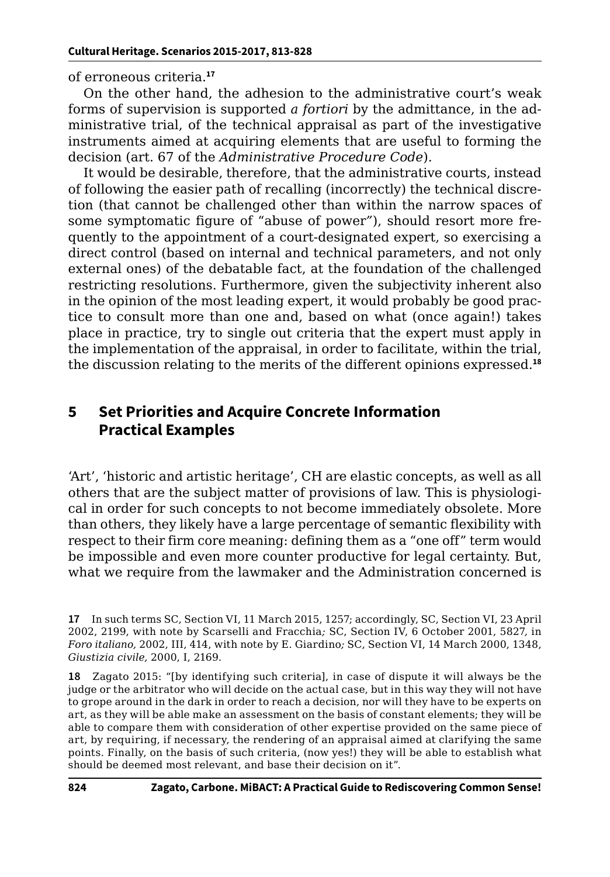of erroneous criteria.[17]

On the other hand, the adhesion to the administrative court's weak forms of supervision is supported *a fortiori* by the admittance, in the administrative trial, of the technical appraisal as part of the investigative instruments aimed at acquiring elements that are useful to forming the decision (art. 67 of the *Administrative Procedure Code*).

It would be desirable, therefore, that the administrative courts, instead of following the easier path of recalling (incorrectly) the technical discretion (that cannot be challenged other than within the narrow spaces of some symptomatic figure of "abuse of power"), should resort more frequently to the appointment of a court-designated expert, so exercising a direct control (based on internal and technical parameters, and not only external ones) of the debatable fact, at the foundation of the challenged restricting resolutions. Furthermore, given the subjectivity inherent also in the opinion of the most leading expert, it would probably be good practice to consult more than one and, based on what (once again!) takes place in practice, try to single out criteria that the expert must apply in the implementation of the appraisal, in order to facilitate, within the trial, the discussion relating to the merits of the different opinions expressed.[18]

## 5 Set Priorities and Acquire Concrete Information Practical Examples

'Art', 'historic and artistic heritage', CH are elastic concepts, as well as all others that are the subject matter of provisions of law. This is physiological in order for such concepts to not become immediately obsolete. More than others, they likely have a large percentage of semantic flexibility with respect to their firm core meaning: defining them as a "one off" term would be impossible and even more counter productive for legal certainty. But, what we require from the lawmaker and the Administration concerned is

---

**17** In such terms SC, Section VI, 11 March 2015, 1257; accordingly, SC, Section VI, 23 April 2002, 2199, with note by Scarselli and Fracchia*;* SC, Section IV, 6 October 2001, 5827*,* in *Foro italiano,* 2002, III, 414, with note by E. Giardino*;* SC, Section VI, 14 March 2000, 1348, *Giustizia civile,* 2000, I, 2169.

**18** Zagato 2015: "[by identifying such criteria], in case of dispute it will always be the judge or the arbitrator who will decide on the actual case, but in this way they will not have to grope around in the dark in order to reach a decision, nor will they have to be experts on art, as they will be able make an assessment on the basis of constant elements; they will be able to compare them with consideration of other expertise provided on the same piece of art, by requiring, if necessary, the rendering of an appraisal aimed at clarifying the same points. Finally, on the basis of such criteria, (now yes!) they will be able to establish what should be deemed most relevant, and base their decision on it".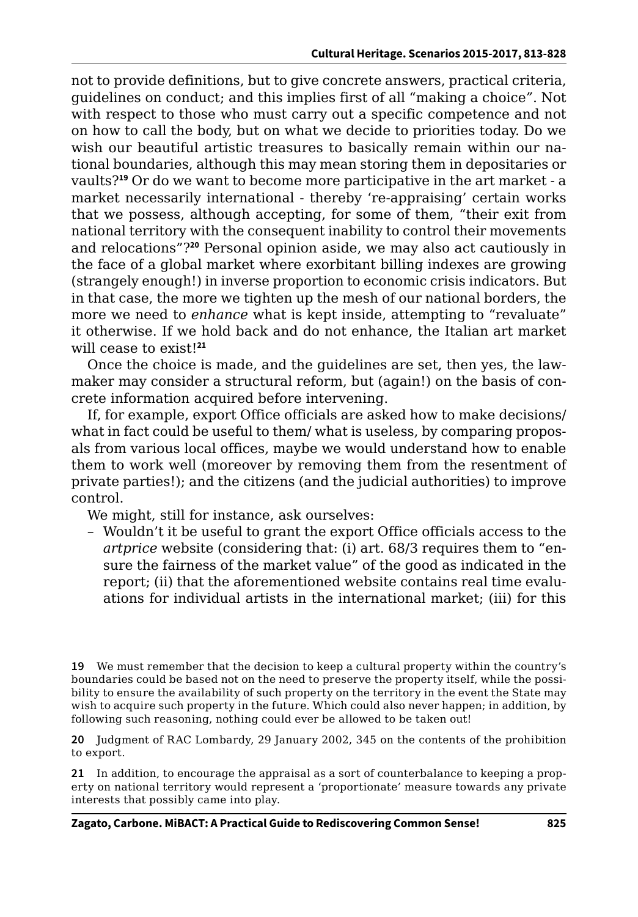not to provide definitions, but to give concrete answers, practical criteria, guidelines on conduct; and this implies first of all "making a choice". Not with respect to those who must carry out a specific competence and not on how to call the body, but on what we decide to priorities today. Do we wish our beautiful artistic treasures to basically remain within our national boundaries, although this may mean storing them in depositaries or vaults?[19] Or do we want to become more participative in the art market - a market necessarily international - thereby 're-appraising' certain works that we possess, although accepting, for some of them, "their exit from national territory with the consequent inability to control their movements and relocations"?[20] Personal opinion aside, we may also act cautiously in the face of a global market where exorbitant billing indexes are growing (strangely enough!) in inverse proportion to economic crisis indicators. But in that case, the more we tighten up the mesh of our national borders, the more we need to *enhance* what is kept inside, attempting to "revaluate" it otherwise. If we hold back and do not enhance, the Italian art market will cease to exist![21]

Once the choice is made, and the guidelines are set, then yes, the lawmaker may consider a structural reform, but (again!) on the basis of concrete information acquired before intervening.

If, for example, export Office officials are asked how to make decisions/ what in fact could be useful to them/ what is useless, by comparing proposals from various local offices, maybe we would understand how to enable them to work well (moreover by removing them from the resentment of private parties!); and the citizens (and the judicial authorities) to improve control.

We might, still for instance, ask ourselves:

- Wouldn't it be useful to grant the export Office officials access to the *artprice* website (considering that: (i) art. 68/3 requires them to "ensure the fairness of the market value" of the good as indicated in the report; (ii) that the aforementioned website contains real time evaluations for individual artists in the international market; (iii) for this

**19** We must remember that the decision to keep a cultural property within the country's boundaries could be based not on the need to preserve the property itself, while the possibility to ensure the availability of such property on the territory in the event the State may wish to acquire such property in the future. Which could also never happen; in addition, by following such reasoning, nothing could ever be allowed to be taken out!

**20** Judgment of RAC Lombardy, 29 January 2002, 345 on the contents of the prohibition to export.

**21** In addition, to encourage the appraisal as a sort of counterbalance to keeping a property on national territory would represent a 'proportionate' measure towards any private interests that possibly came into play.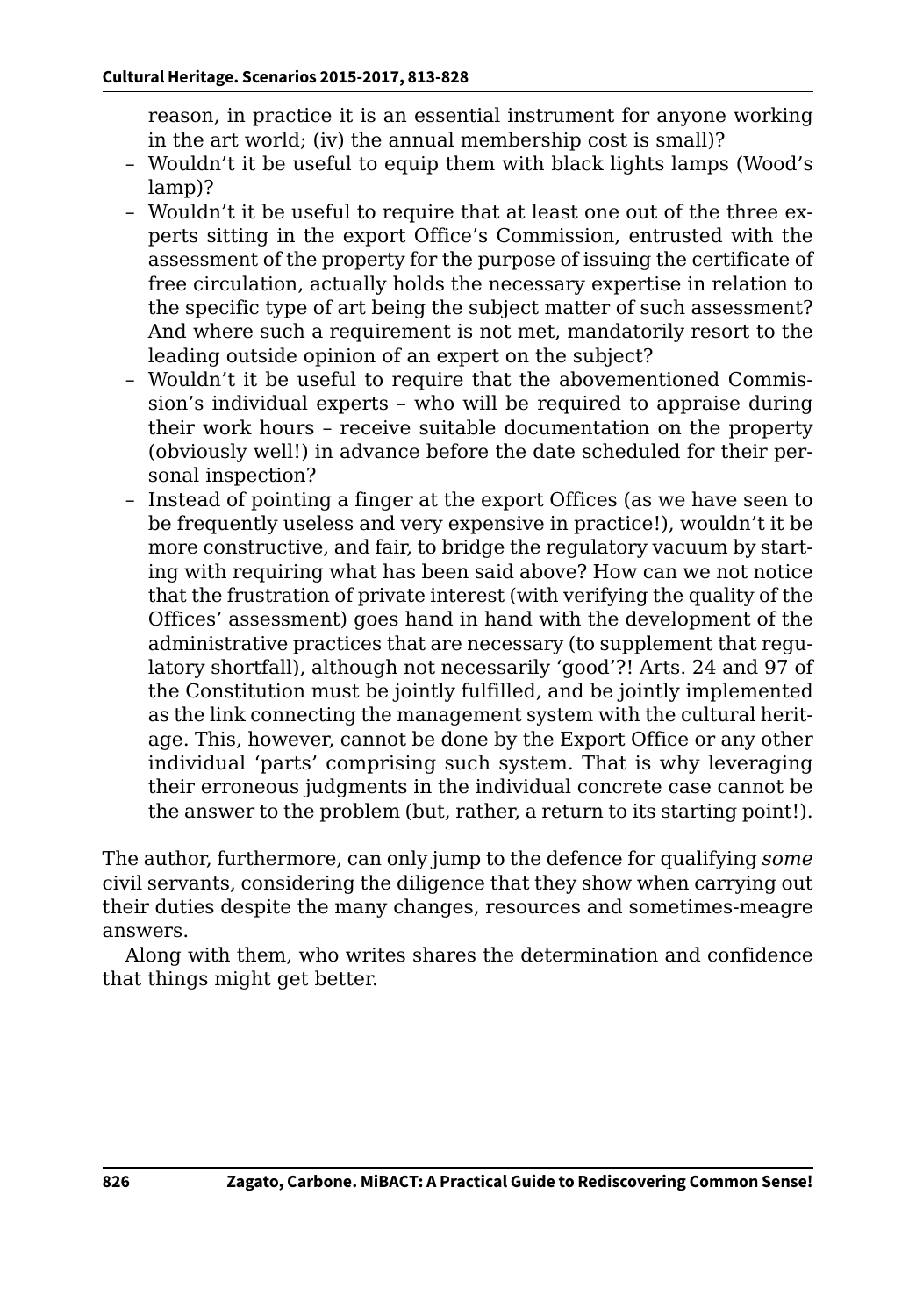reason, in practice it is an essential instrument for anyone working in the art world; (iv) the annual membership cost is small)?

- Wouldn't it be useful to equip them with black lights lamps (Wood's lamp)?
- Wouldn't it be useful to require that at least one out of the three experts sitting in the export Office's Commission, entrusted with the assessment of the property for the purpose of issuing the certificate of free circulation, actually holds the necessary expertise in relation to the specific type of art being the subject matter of such assessment? And where such a requirement is not met, mandatorily resort to the leading outside opinion of an expert on the subject?
- Wouldn't it be useful to require that the abovementioned Commission's individual experts – who will be required to appraise during their work hours – receive suitable documentation on the property (obviously well!) in advance before the date scheduled for their personal inspection?
- Instead of pointing a finger at the export Offices (as we have seen to be frequently useless and very expensive in practice!), wouldn't it be more constructive, and fair, to bridge the regulatory vacuum by starting with requiring what has been said above? How can we not notice that the frustration of private interest (with verifying the quality of the Offices' assessment) goes hand in hand with the development of the administrative practices that are necessary (to supplement that regulatory shortfall), although not necessarily 'good'?! Arts. 24 and 97 of the Constitution must be jointly fulfilled, and be jointly implemented as the link connecting the management system with the cultural heritage. This, however, cannot be done by the Export Office or any other individual 'parts' comprising such system. That is why leveraging their erroneous judgments in the individual concrete case cannot be the answer to the problem (but, rather, a return to its starting point!).

The author, furthermore, can only jump to the defence for qualifying *some* civil servants, considering the diligence that they show when carrying out their duties despite the many changes, resources and sometimes-meagre answers.

Along with them, who writes shares the determination and confidence that things might get better.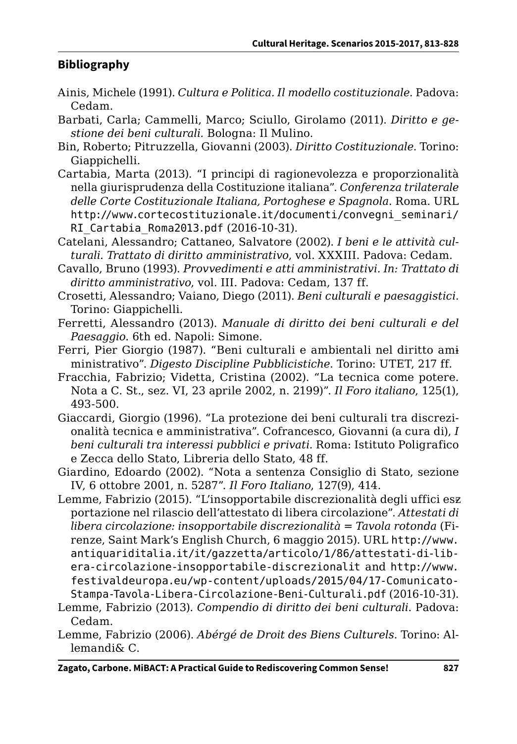## Bibliography

Ainis, Michele (1991). *Cultura e Politica. Il modello costituzionale*. Padova: Cedam.

Barbati, Carla; Cammelli, Marco; Sciullo, Girolamo (2011). *Diritto e gestione dei beni culturali.* Bologna: Il Mulino.

Bin, Roberto; Pitruzzella, Giovanni (2003). *Diritto Costituzionale*. Torino: Giappichelli.

Cartabia, Marta (2013). "I principi di ragionevolezza e proporzionalità nella giurisprudenza della Costituzione italiana". *Conferenza trilaterale delle Corte Costituzionale Italiana, Portoghese e Spagnola*. Roma. URL http://www.cortecostituzionale.it/documenti/convegni_seminari/RI_Cartabia_Roma2013.pdf (2016-10-31).

Catelani, Alessandro; Cattaneo, Salvatore (2002). *I beni e le attività culturali. Trattato di diritto amministrativo*, vol. XXXIII. Padova: Cedam.

Cavallo, Bruno (1993). *Provvedimenti e atti amministrativi. In: Trattato di diritto amministrativo*, vol. III. Padova: Cedam, 137 ff.

Crosetti, Alessandro; Vaiano, Diego (2011). *Beni culturali e paesaggistici*. Torino: Giappichelli.

Ferretti, Alessandro (2013). *Manuale di diritto dei beni culturali e del Paesaggio*. 6th ed. Napoli: Simone.

Ferri, Pier Giorgio (1987). "Beni culturali e ambientali nel diritto amministrativo". *Digesto Discipline Pubblicistiche*. Torino: UTET, 217 ff.

Fracchia, Fabrizio; Videtta, Cristina (2002). "La tecnica come potere. Nota a C. St., sez. VI, 23 aprile 2002, n. 2199)". *Il Foro italiano*, 125(1), 493-500.

Giaccardi, Giorgio (1996). "La protezione dei beni culturali tra discrezionalità tecnica e amministrativa". Cofrancesco, Giovanni (a cura di), *I beni culturali tra interessi pubblici e privati*. Roma: Istituto Poligrafico e Zecca dello Stato, Libreria dello Stato, 48 ff.

Giardino, Edoardo (2002). "Nota a sentenza Consiglio di Stato, sezione IV, 6 ottobre 2001, n. 5287". *Il Foro Italiano*, 127(9), 414.

Lemme, Fabrizio (2015). "L'insopportabile discrezionalità degli uffici esportazione nel rilascio dell'attestato di libera circolazione". *Attestati di libera circolazione: insopportabile discrezionalità = Tavola rotonda* (Firenze, Saint Mark's English Church, 6 maggio 2015). URL http://www.antiquariditalia.it/it/gazzetta/articolo/1/86/attestati-di-libera-circolazione-insopportabile-discrezionalit and http://www.festivaldeuropa.eu/wp-content/uploads/2015/04/17-Comunicato-Stampa-Tavola-Libera-Circolazione-Beni-Culturali.pdf (2016-10-31).

Lemme, Fabrizio (2013). *Compendio di diritto dei beni culturali*. Padova: Cedam.

Lemme, Fabrizio (2006). *Abérgé de Droit des Biens Culturels*. Torino: Allemandi& C.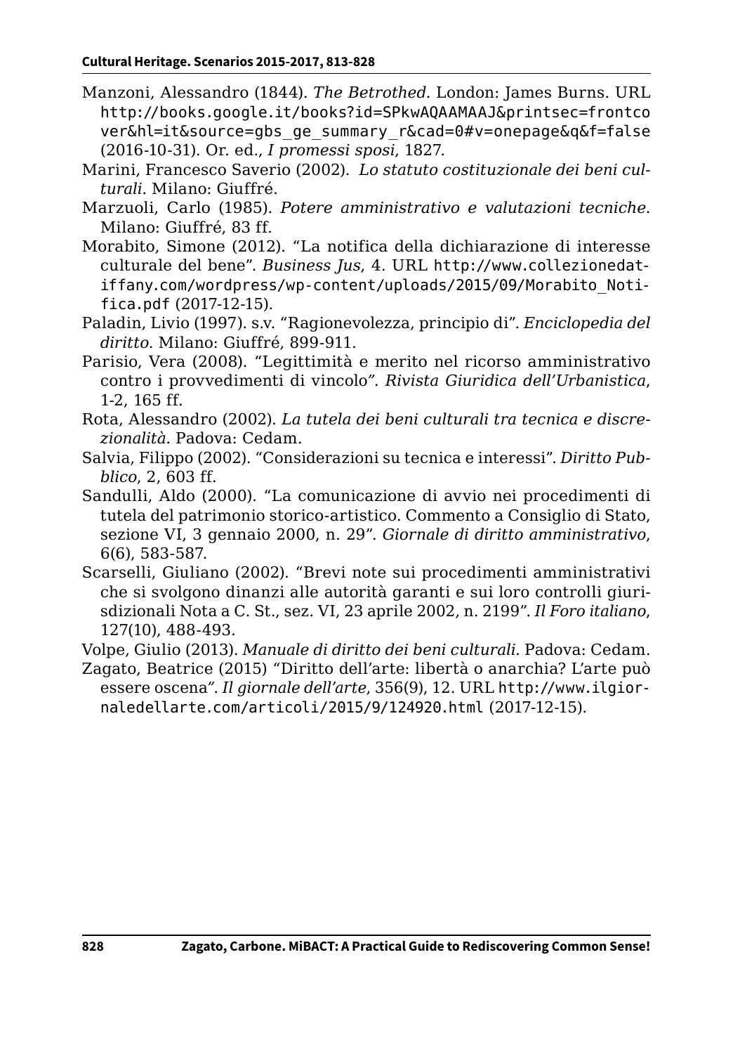Manzoni, Alessandro (1844). *The Betrothed*. London: James Burns. URL http://books.google.it/books?id=SPkwAQAAMAAJ&printsec=frontcover&hl=it&source=gbs_ge_summary_r&cad=0#v=onepage&q&f=false (2016-10-31). Or. ed., *I promessi sposi*, 1827.

Marini, Francesco Saverio (2002). *Lo statuto costituzionale dei beni culturali*. Milano: Giuffré.

Marzuoli, Carlo (1985). *Potere amministrativo e valutazioni tecniche*. Milano: Giuffré, 83 ff.

Morabito, Simone (2012). "La notifica della dichiarazione di interesse culturale del bene". *Business Jus*, 4. URL http://www.collezionedatiffany.com/wordpress/wp-content/uploads/2015/09/Morabito_Notifica.pdf (2017-12-15).

Paladin, Livio (1997). s.v. "Ragionevolezza, principio di". *Enciclopedia del diritto*. Milano: Giuffré, 899-911.

Parisio, Vera (2008). "Legittimità e merito nel ricorso amministrativo contro i provvedimenti di vincolo". *Rivista Giuridica dell'Urbanistica*, 1-2, 165 ff.

Rota, Alessandro (2002). *La tutela dei beni culturali tra tecnica e discrezionalità*. Padova: Cedam.

Salvia, Filippo (2002). "Considerazioni su tecnica e interessi". *Diritto Pubblico*, 2, 603 ff.

Sandulli, Aldo (2000). "La comunicazione di avvio nei procedimenti di tutela del patrimonio storico-artistico. Commento a Consiglio di Stato, sezione VI, 3 gennaio 2000, n. 29". *Giornale di diritto amministrativo*, 6(6), 583-587.

Scarselli, Giuliano (2002). "Brevi note sui procedimenti amministrativi che si svolgono dinanzi alle autorità garanti e sui loro controlli giurisdizionali Nota a C. St., sez. VI, 23 aprile 2002, n. 2199". *Il Foro italiano*, 127(10), 488-493.

Volpe, Giulio (2013). *Manuale di diritto dei beni culturali*. Padova: Cedam.

Zagato, Beatrice (2015) "Diritto dell'arte: libertà o anarchia? L'arte può essere oscena". *Il giornale dell'arte*, 356(9), 12. URL http://www.ilgiornaledellarte.com/articoli/2015/9/124920.html (2017-12-15).